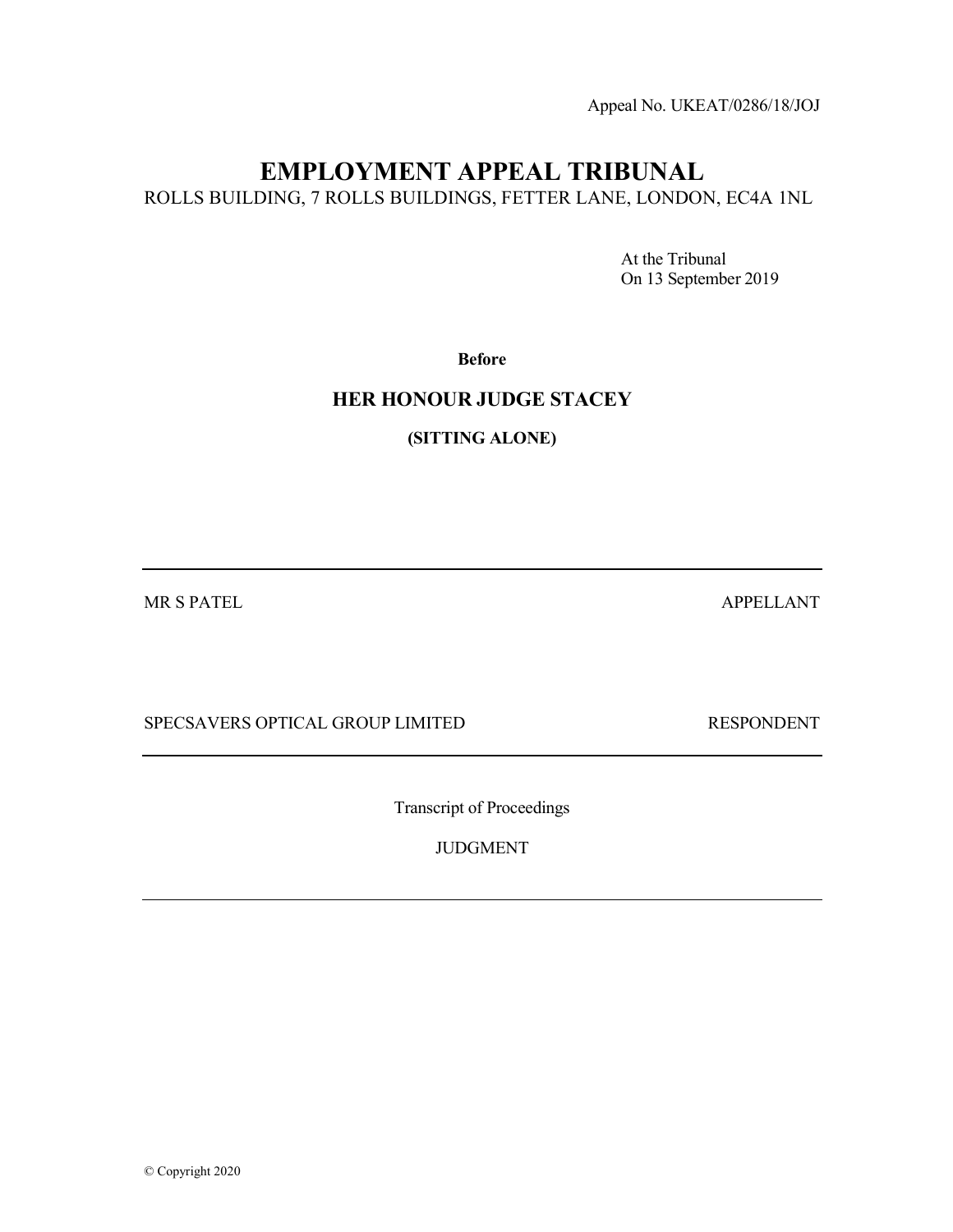Appeal No. UKEAT/0286/18/JOJ

# EMPLOYMENT APPEAL TRIBUNAL

ROLLS BUILDING, 7 ROLLS BUILDINGS, FETTER LANE, LONDON, EC4A 1NL

At the Tribunal
On 13 September 2019

**Before**

## HER HONOUR JUDGE STACEY

**(SITTING ALONE)**

---

MR S PATEL — APPELLANT

SPECSAVERS OPTICAL GROUP LIMITED — RESPONDENT

---

Transcript of Proceedings

JUDGMENT

---

© Copyright 2020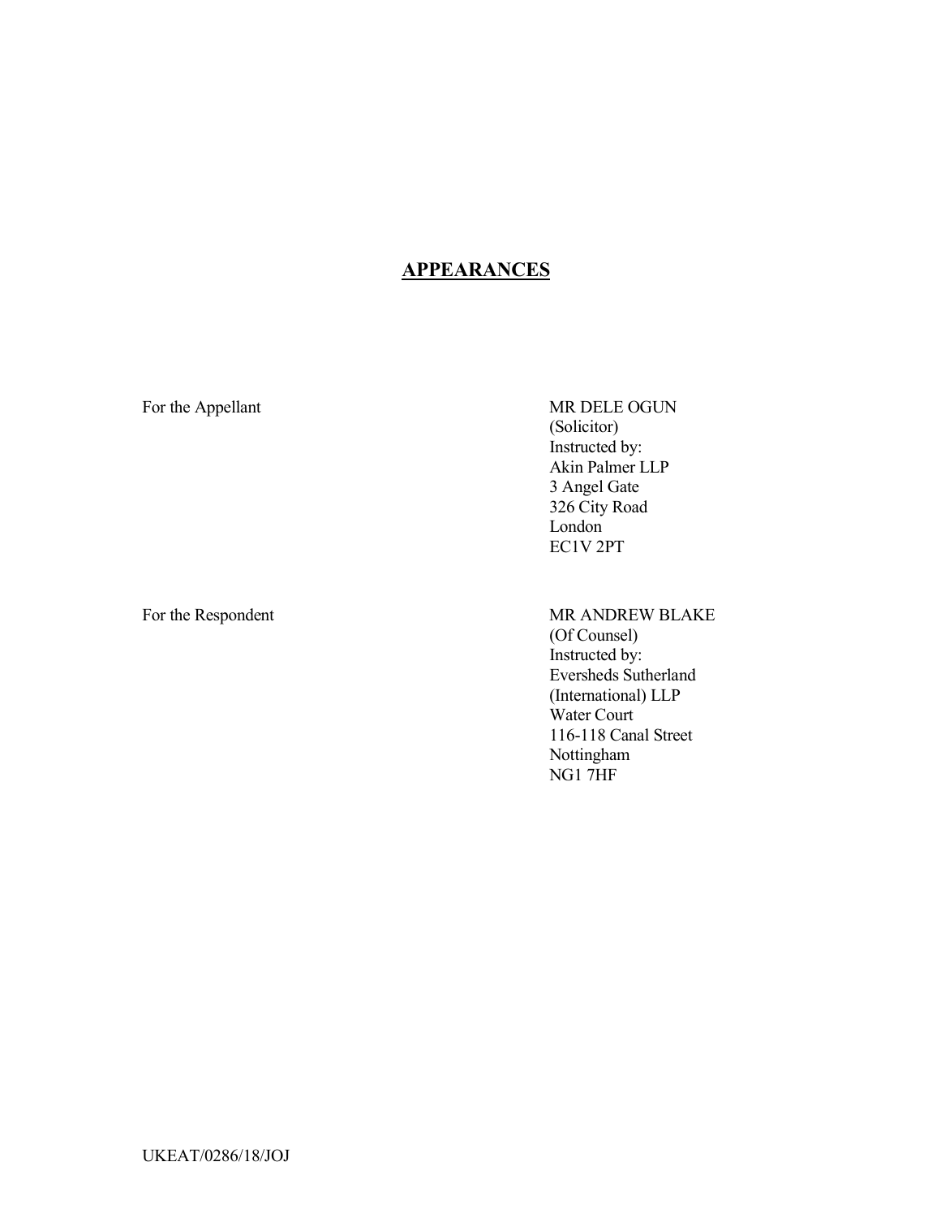## APPEARANCES

For the Appellant

MR DELE OGUN
(Solicitor)
Instructed by:
Akin Palmer LLP
3 Angel Gate
326 City Road
London
EC1V 2PT

For the Respondent

MR ANDREW BLAKE
(Of Counsel)
Instructed by:
Eversheds Sutherland
(International) LLP
Water Court
116-118 Canal Street
Nottingham
NG1 7HF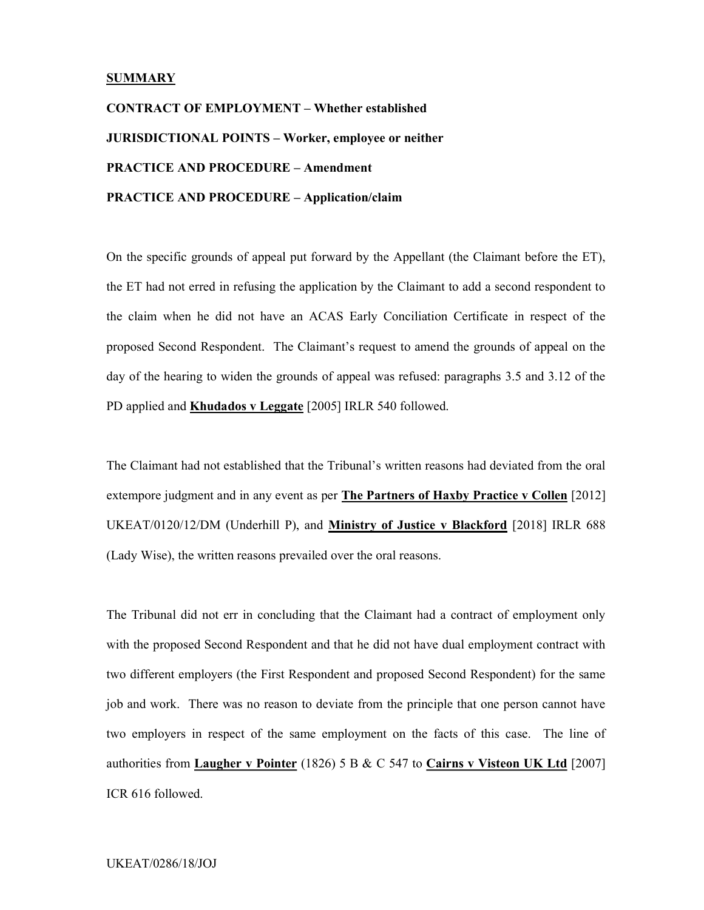**SUMMARY**

**CONTRACT OF EMPLOYMENT – Whether established**

**JURISDICTIONAL POINTS – Worker, employee or neither**

**PRACTICE AND PROCEDURE – Amendment**

**PRACTICE AND PROCEDURE – Application/claim**

On the specific grounds of appeal put forward by the Appellant (the Claimant before the ET), the ET had not erred in refusing the application by the Claimant to add a second respondent to the claim when he did not have an ACAS Early Conciliation Certificate in respect of the proposed Second Respondent. The Claimant's request to amend the grounds of appeal on the day of the hearing to widen the grounds of appeal was refused: paragraphs 3.5 and 3.12 of the PD applied and **Khudados v Leggate** [2005] IRLR 540 followed.

The Claimant had not established that the Tribunal's written reasons had deviated from the oral extempore judgment and in any event as per **The Partners of Haxby Practice v Collen** [2012] UKEAT/0120/12/DM (Underhill P), and **Ministry of Justice v Blackford** [2018] IRLR 688 (Lady Wise), the written reasons prevailed over the oral reasons.

The Tribunal did not err in concluding that the Claimant had a contract of employment only with the proposed Second Respondent and that he did not have dual employment contract with two different employers (the First Respondent and proposed Second Respondent) for the same job and work. There was no reason to deviate from the principle that one person cannot have two employers in respect of the same employment on the facts of this case. The line of authorities from **Laugher v Pointer** (1826) 5 B & C 547 to **Cairns v Visteon UK Ltd** [2007] ICR 616 followed.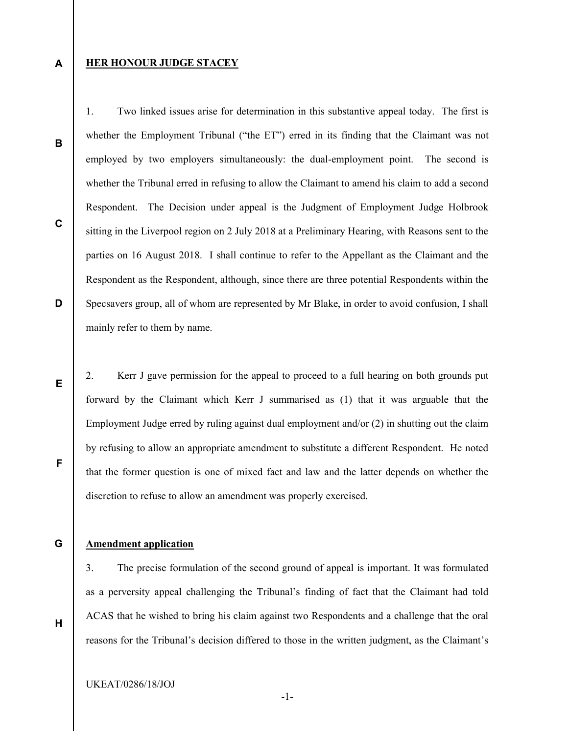**HER HONOUR JUDGE STACEY**

1. Two linked issues arise for determination in this substantive appeal today. The first is whether the Employment Tribunal ("the ET") erred in its finding that the Claimant was not employed by two employers simultaneously: the dual-employment point. The second is whether the Tribunal erred in refusing to allow the Claimant to amend his claim to add a second Respondent. The Decision under appeal is the Judgment of Employment Judge Holbrook sitting in the Liverpool region on 2 July 2018 at a Preliminary Hearing, with Reasons sent to the parties on 16 August 2018. I shall continue to refer to the Appellant as the Claimant and the Respondent as the Respondent, although, since there are three potential Respondents within the Specsavers group, all of whom are represented by Mr Blake, in order to avoid confusion, I shall mainly refer to them by name.

2. Kerr J gave permission for the appeal to proceed to a full hearing on both grounds put forward by the Claimant which Kerr J summarised as (1) that it was arguable that the Employment Judge erred by ruling against dual employment and/or (2) in shutting out the claim by refusing to allow an appropriate amendment to substitute a different Respondent. He noted that the former question is one of mixed fact and law and the latter depends on whether the discretion to refuse to allow an amendment was properly exercised.

**Amendment application**

3. The precise formulation of the second ground of appeal is important. It was formulated as a perversity appeal challenging the Tribunal's finding of fact that the Claimant had told ACAS that he wished to bring his claim against two Respondents and a challenge that the oral reasons for the Tribunal's decision differed to those in the written judgment, as the Claimant's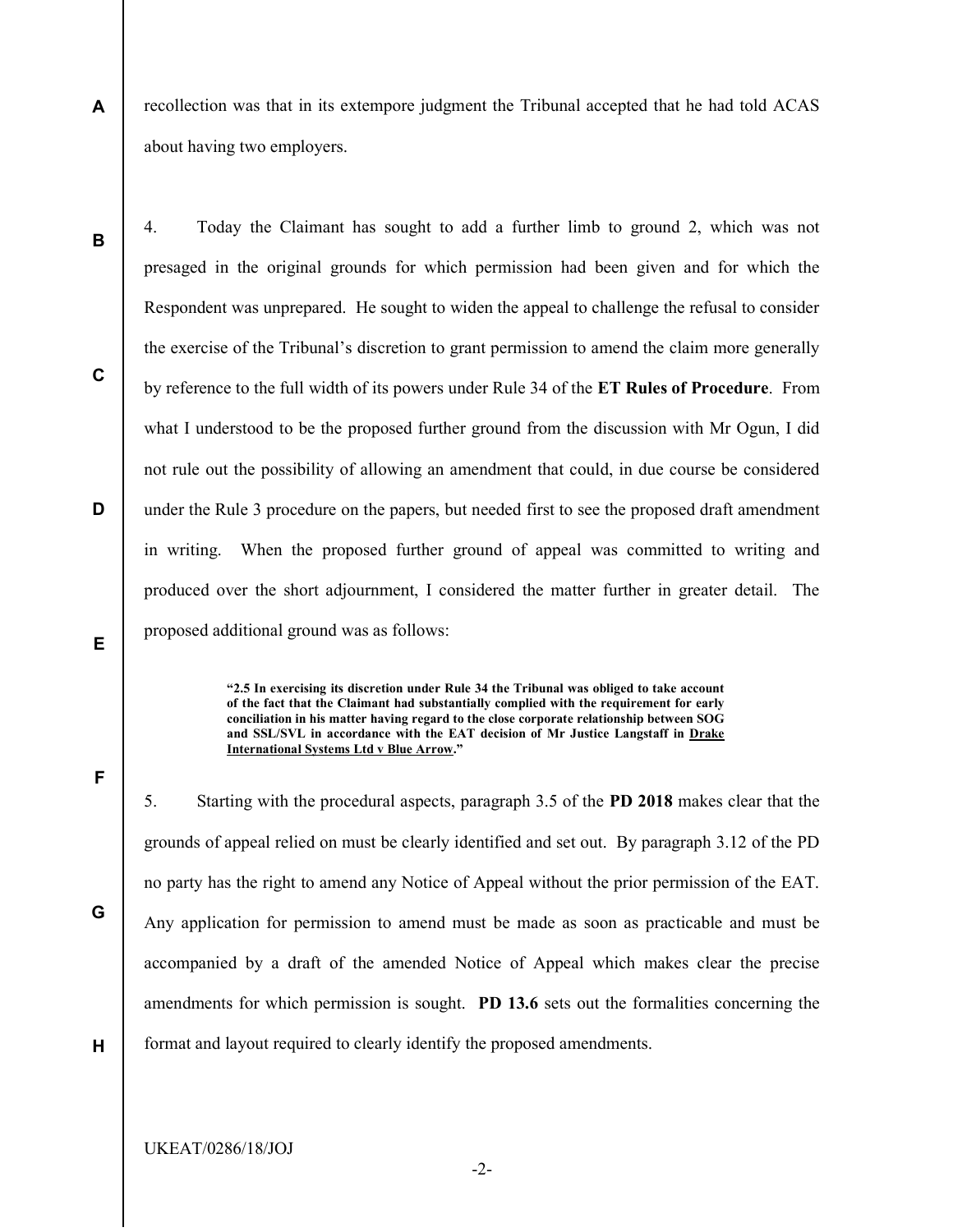recollection was that in its extempore judgment the Tribunal accepted that he had told ACAS about having two employers.

4. Today the Claimant has sought to add a further limb to ground 2, which was not presaged in the original grounds for which permission had been given and for which the Respondent was unprepared. He sought to widen the appeal to challenge the refusal to consider the exercise of the Tribunal's discretion to grant permission to amend the claim more generally by reference to the full width of its powers under Rule 34 of the **ET Rules of Procedure**. From what I understood to be the proposed further ground from the discussion with Mr Ogun, I did not rule out the possibility of allowing an amendment that could, in due course be considered under the Rule 3 procedure on the papers, but needed first to see the proposed draft amendment in writing. When the proposed further ground of appeal was committed to writing and produced over the short adjournment, I considered the matter further in greater detail. The proposed additional ground was as follows:

> **"2.5 In exercising its discretion under Rule 34 the Tribunal was obliged to take account of the fact that the Claimant had substantially complied with the requirement for early conciliation in his matter having regard to the close corporate relationship between SOG and SSL/SVL in accordance with the EAT decision of Mr Justice Langstaff in Drake International Systems Ltd v Blue Arrow."**

5. Starting with the procedural aspects, paragraph 3.5 of the **PD 2018** makes clear that the grounds of appeal relied on must be clearly identified and set out. By paragraph 3.12 of the PD no party has the right to amend any Notice of Appeal without the prior permission of the EAT. Any application for permission to amend must be made as soon as practicable and must be accompanied by a draft of the amended Notice of Appeal which makes clear the precise amendments for which permission is sought. **PD 13.6** sets out the formalities concerning the format and layout required to clearly identify the proposed amendments.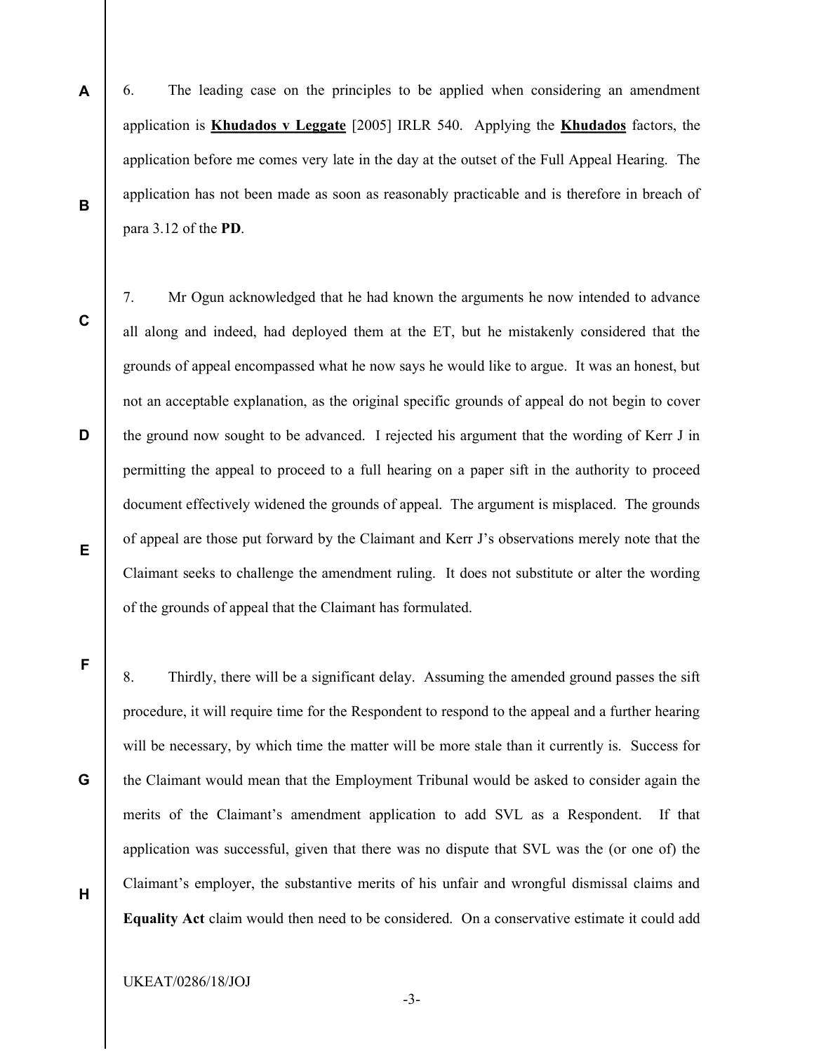6. The leading case on the principles to be applied when considering an amendment application is **Khudados v Leggate** [2005] IRLR 540. Applying the **Khudados** factors, the application before me comes very late in the day at the outset of the Full Appeal Hearing. The application has not been made as soon as reasonably practicable and is therefore in breach of para 3.12 of the **PD**.

7. Mr Ogun acknowledged that he had known the arguments he now intended to advance all along and indeed, had deployed them at the ET, but he mistakenly considered that the grounds of appeal encompassed what he now says he would like to argue. It was an honest, but not an acceptable explanation, as the original specific grounds of appeal do not begin to cover the ground now sought to be advanced. I rejected his argument that the wording of Kerr J in permitting the appeal to proceed to a full hearing on a paper sift in the authority to proceed document effectively widened the grounds of appeal. The argument is misplaced. The grounds of appeal are those put forward by the Claimant and Kerr J's observations merely note that the Claimant seeks to challenge the amendment ruling. It does not substitute or alter the wording of the grounds of appeal that the Claimant has formulated.

8. Thirdly, there will be a significant delay. Assuming the amended ground passes the sift procedure, it will require time for the Respondent to respond to the appeal and a further hearing will be necessary, by which time the matter will be more stale than it currently is. Success for the Claimant would mean that the Employment Tribunal would be asked to consider again the merits of the Claimant's amendment application to add SVL as a Respondent. If that application was successful, given that there was no dispute that SVL was the (or one of) the Claimant's employer, the substantive merits of his unfair and wrongful dismissal claims and **Equality Act** claim would then need to be considered. On a conservative estimate it could add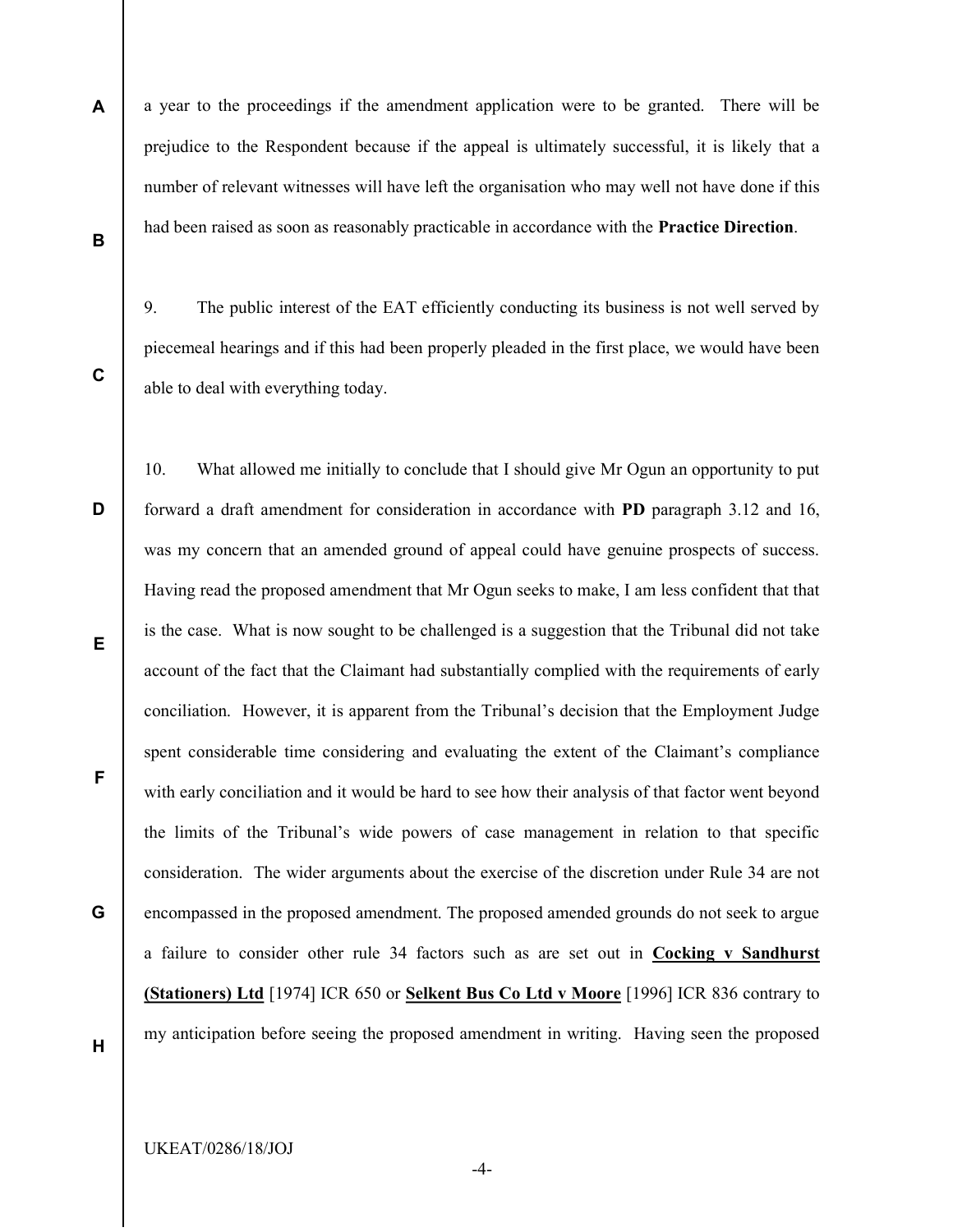a year to the proceedings if the amendment application were to be granted. There will be prejudice to the Respondent because if the appeal is ultimately successful, it is likely that a number of relevant witnesses will have left the organisation who may well not have done if this had been raised as soon as reasonably practicable in accordance with the **Practice Direction**.

9. The public interest of the EAT efficiently conducting its business is not well served by piecemeal hearings and if this had been properly pleaded in the first place, we would have been able to deal with everything today.

10. What allowed me initially to conclude that I should give Mr Ogun an opportunity to put forward a draft amendment for consideration in accordance with **PD** paragraph 3.12 and 16, was my concern that an amended ground of appeal could have genuine prospects of success. Having read the proposed amendment that Mr Ogun seeks to make, I am less confident that that is the case. What is now sought to be challenged is a suggestion that the Tribunal did not take account of the fact that the Claimant had substantially complied with the requirements of early conciliation. However, it is apparent from the Tribunal's decision that the Employment Judge spent considerable time considering and evaluating the extent of the Claimant's compliance with early conciliation and it would be hard to see how their analysis of that factor went beyond the limits of the Tribunal's wide powers of case management in relation to that specific consideration. The wider arguments about the exercise of the discretion under Rule 34 are not encompassed in the proposed amendment. The proposed amended grounds do not seek to argue a failure to consider other rule 34 factors such as are set out in **Cocking v Sandhurst (Stationers) Ltd** [1974] ICR 650 or **Selkent Bus Co Ltd v Moore** [1996] ICR 836 contrary to my anticipation before seeing the proposed amendment in writing. Having seen the proposed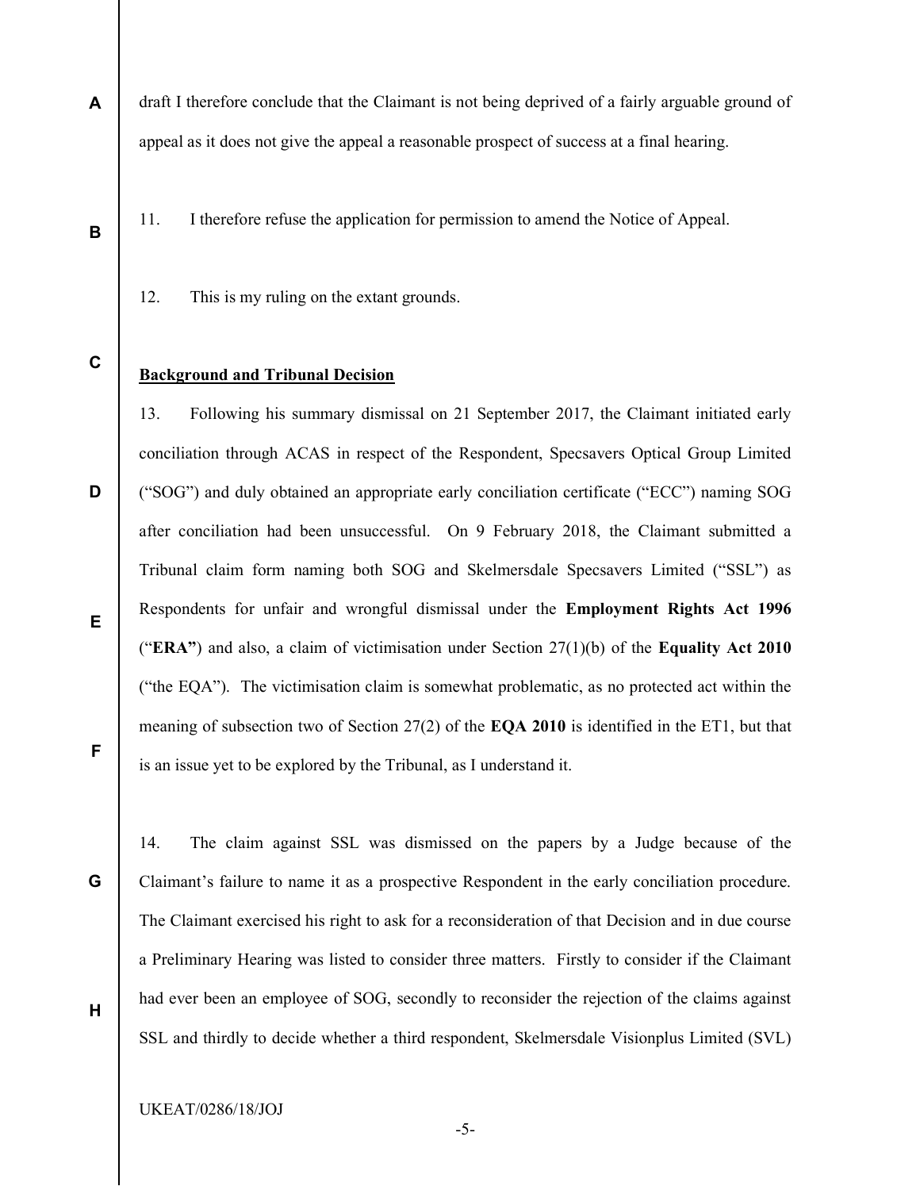draft I therefore conclude that the Claimant is not being deprived of a fairly arguable ground of appeal as it does not give the appeal a reasonable prospect of success at a final hearing.

11. I therefore refuse the application for permission to amend the Notice of Appeal.

12. This is my ruling on the extant grounds.

**Background and Tribunal Decision**

13. Following his summary dismissal on 21 September 2017, the Claimant initiated early conciliation through ACAS in respect of the Respondent, Specsavers Optical Group Limited ("SOG") and duly obtained an appropriate early conciliation certificate ("ECC") naming SOG after conciliation had been unsuccessful. On 9 February 2018, the Claimant submitted a Tribunal claim form naming both SOG and Skelmersdale Specsavers Limited ("SSL") as Respondents for unfair and wrongful dismissal under the **Employment Rights Act 1996** ("**ERA"**) and also, a claim of victimisation under Section 27(1)(b) of the **Equality Act 2010** ("the EQA"). The victimisation claim is somewhat problematic, as no protected act within the meaning of subsection two of Section 27(2) of the **EQA 2010** is identified in the ET1, but that is an issue yet to be explored by the Tribunal, as I understand it.

14. The claim against SSL was dismissed on the papers by a Judge because of the Claimant's failure to name it as a prospective Respondent in the early conciliation procedure. The Claimant exercised his right to ask for a reconsideration of that Decision and in due course a Preliminary Hearing was listed to consider three matters. Firstly to consider if the Claimant had ever been an employee of SOG, secondly to reconsider the rejection of the claims against SSL and thirdly to decide whether a third respondent, Skelmersdale Visionplus Limited (SVL)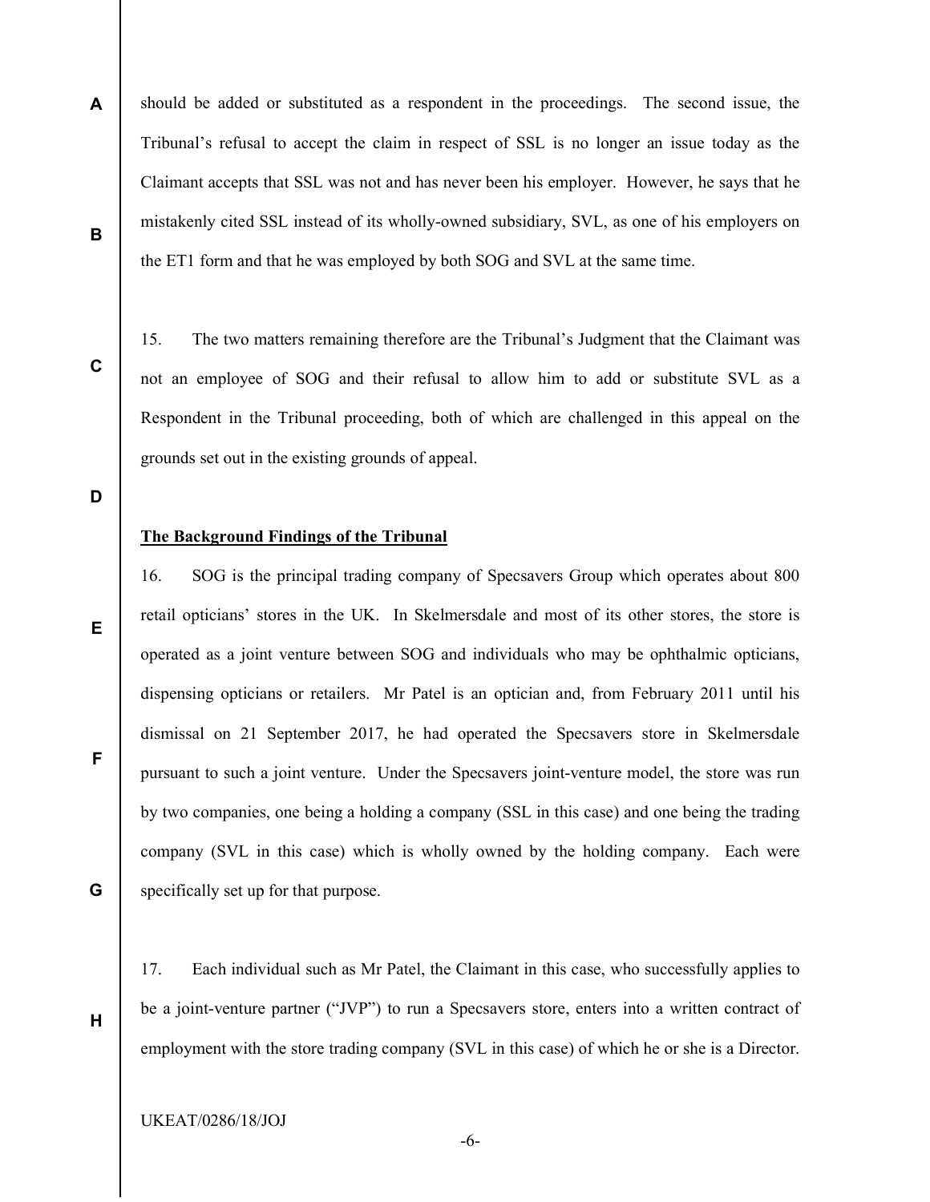should be added or substituted as a respondent in the proceedings. The second issue, the Tribunal's refusal to accept the claim in respect of SSL is no longer an issue today as the Claimant accepts that SSL was not and has never been his employer. However, he says that he mistakenly cited SSL instead of its wholly-owned subsidiary, SVL, as one of his employers on the ET1 form and that he was employed by both SOG and SVL at the same time.

15. The two matters remaining therefore are the Tribunal's Judgment that the Claimant was not an employee of SOG and their refusal to allow him to add or substitute SVL as a Respondent in the Tribunal proceeding, both of which are challenged in this appeal on the grounds set out in the existing grounds of appeal.

**The Background Findings of the Tribunal**

16. SOG is the principal trading company of Specsavers Group which operates about 800 retail opticians' stores in the UK. In Skelmersdale and most of its other stores, the store is operated as a joint venture between SOG and individuals who may be ophthalmic opticians, dispensing opticians or retailers. Mr Patel is an optician and, from February 2011 until his dismissal on 21 September 2017, he had operated the Specsavers store in Skelmersdale pursuant to such a joint venture. Under the Specsavers joint-venture model, the store was run by two companies, one being a holding a company (SSL in this case) and one being the trading company (SVL in this case) which is wholly owned by the holding company. Each were specifically set up for that purpose.

17. Each individual such as Mr Patel, the Claimant in this case, who successfully applies to be a joint-venture partner ("JVP") to run a Specsavers store, enters into a written contract of employment with the store trading company (SVL in this case) of which he or she is a Director.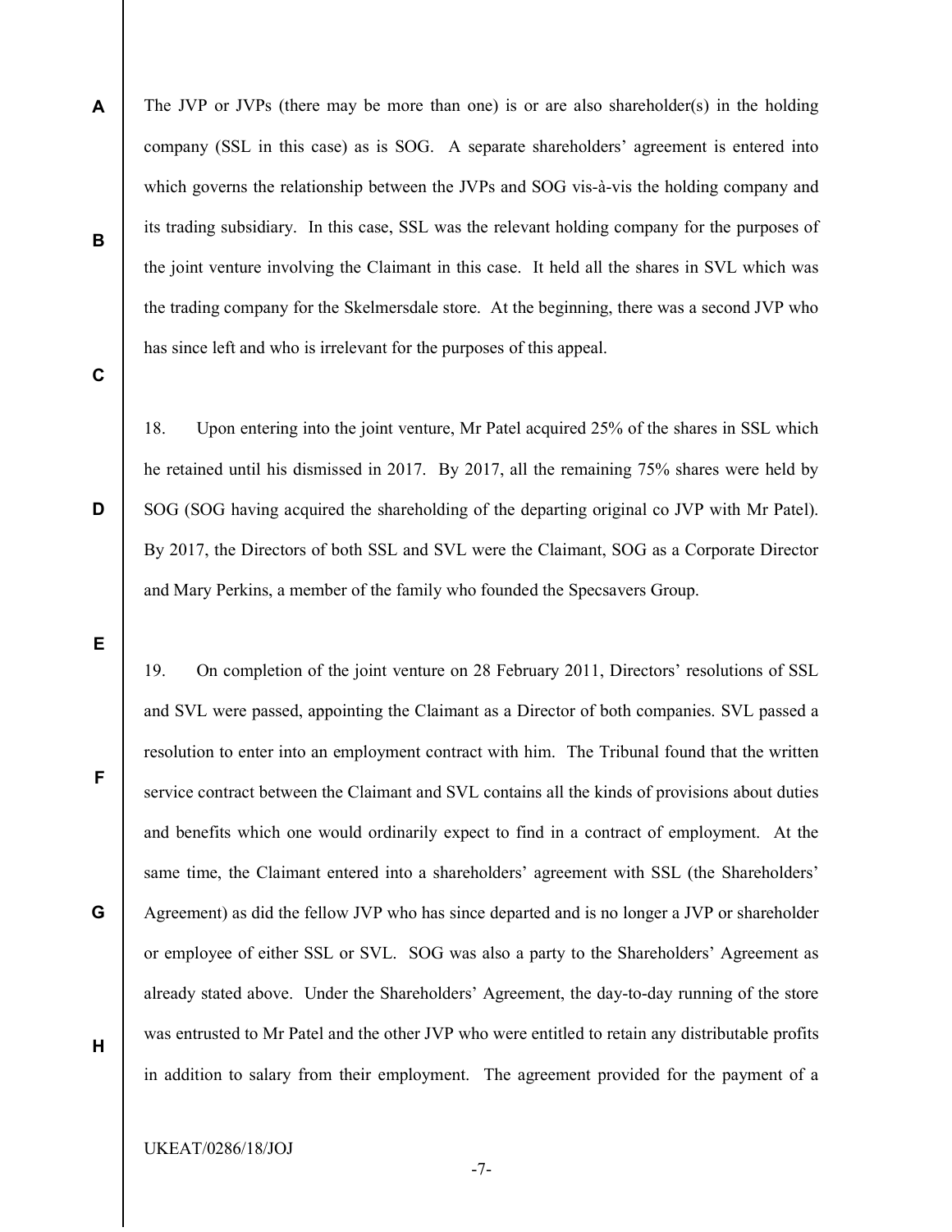The JVP or JVPs (there may be more than one) is or are also shareholder(s) in the holding company (SSL in this case) as is SOG. A separate shareholders' agreement is entered into which governs the relationship between the JVPs and SOG vis-à-vis the holding company and its trading subsidiary. In this case, SSL was the relevant holding company for the purposes of the joint venture involving the Claimant in this case. It held all the shares in SVL which was the trading company for the Skelmersdale store. At the beginning, there was a second JVP who has since left and who is irrelevant for the purposes of this appeal.

18. Upon entering into the joint venture, Mr Patel acquired 25% of the shares in SSL which he retained until his dismissed in 2017. By 2017, all the remaining 75% shares were held by SOG (SOG having acquired the shareholding of the departing original co JVP with Mr Patel). By 2017, the Directors of both SSL and SVL were the Claimant, SOG as a Corporate Director and Mary Perkins, a member of the family who founded the Specsavers Group.

19. On completion of the joint venture on 28 February 2011, Directors' resolutions of SSL and SVL were passed, appointing the Claimant as a Director of both companies. SVL passed a resolution to enter into an employment contract with him. The Tribunal found that the written service contract between the Claimant and SVL contains all the kinds of provisions about duties and benefits which one would ordinarily expect to find in a contract of employment. At the same time, the Claimant entered into a shareholders' agreement with SSL (the Shareholders' Agreement) as did the fellow JVP who has since departed and is no longer a JVP or shareholder or employee of either SSL or SVL. SOG was also a party to the Shareholders' Agreement as already stated above. Under the Shareholders' Agreement, the day-to-day running of the store was entrusted to Mr Patel and the other JVP who were entitled to retain any distributable profits in addition to salary from their employment. The agreement provided for the payment of a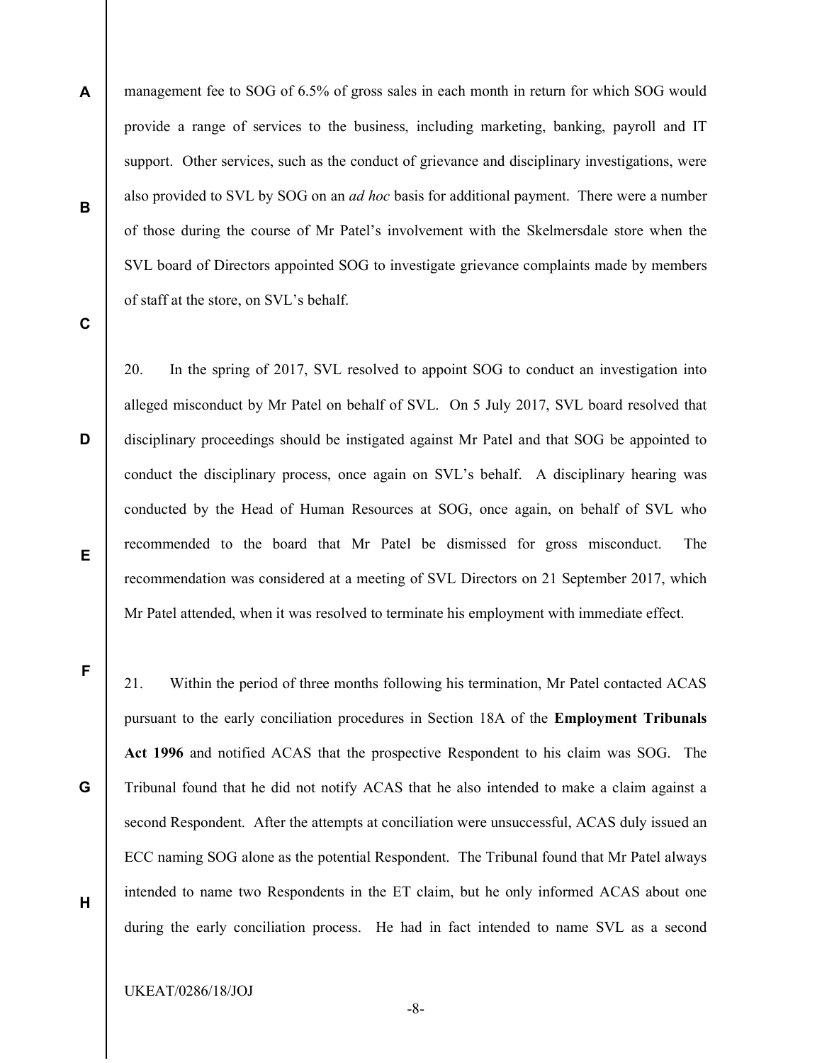management fee to SOG of 6.5% of gross sales in each month in return for which SOG would provide a range of services to the business, including marketing, banking, payroll and IT support. Other services, such as the conduct of grievance and disciplinary investigations, were also provided to SVL by SOG on an *ad hoc* basis for additional payment. There were a number of those during the course of Mr Patel's involvement with the Skelmersdale store when the SVL board of Directors appointed SOG to investigate grievance complaints made by members of staff at the store, on SVL's behalf.

20. In the spring of 2017, SVL resolved to appoint SOG to conduct an investigation into alleged misconduct by Mr Patel on behalf of SVL. On 5 July 2017, SVL board resolved that disciplinary proceedings should be instigated against Mr Patel and that SOG be appointed to conduct the disciplinary process, once again on SVL's behalf. A disciplinary hearing was conducted by the Head of Human Resources at SOG, once again, on behalf of SVL who recommended to the board that Mr Patel be dismissed for gross misconduct. The recommendation was considered at a meeting of SVL Directors on 21 September 2017, which Mr Patel attended, when it was resolved to terminate his employment with immediate effect.

21. Within the period of three months following his termination, Mr Patel contacted ACAS pursuant to the early conciliation procedures in Section 18A of the **Employment Tribunals Act 1996** and notified ACAS that the prospective Respondent to his claim was SOG. The Tribunal found that he did not notify ACAS that he also intended to make a claim against a second Respondent. After the attempts at conciliation were unsuccessful, ACAS duly issued an ECC naming SOG alone as the potential Respondent. The Tribunal found that Mr Patel always intended to name two Respondents in the ET claim, but he only informed ACAS about one during the early conciliation process. He had in fact intended to name SVL as a second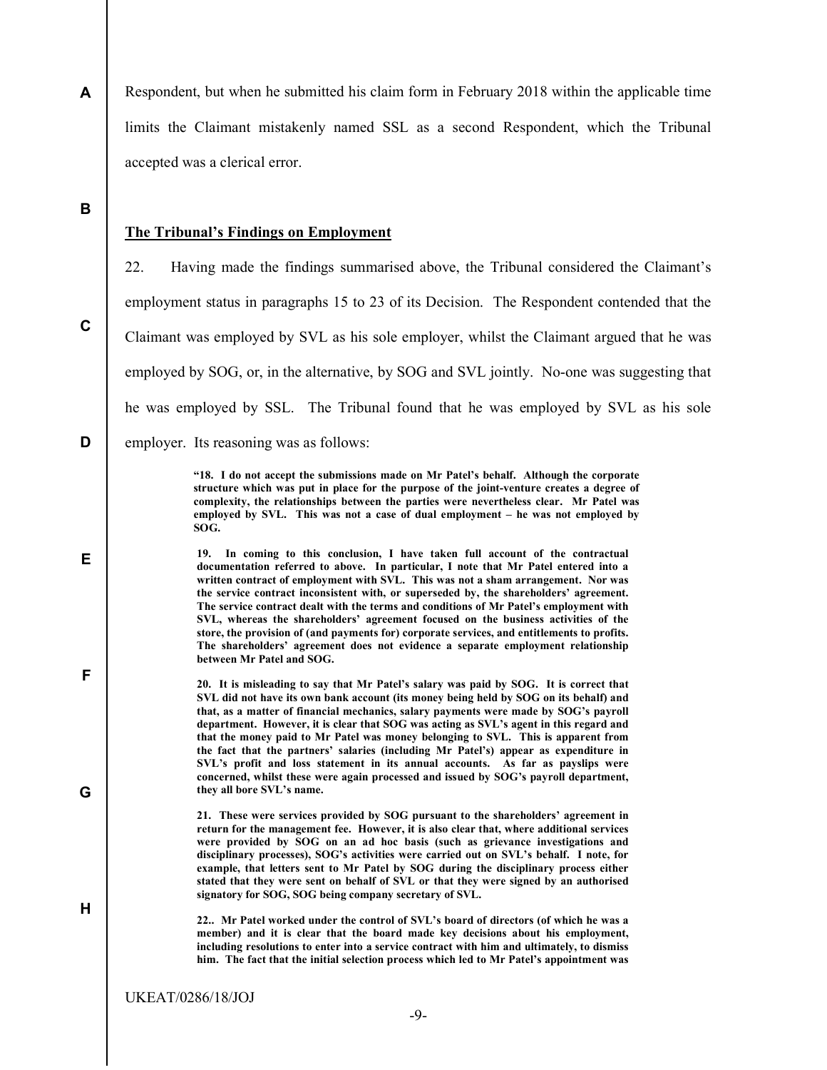Respondent, but when he submitted his claim form in February 2018 within the applicable time limits the Claimant mistakenly named SSL as a second Respondent, which the Tribunal accepted was a clerical error.

## The Tribunal's Findings on Employment

22. Having made the findings summarised above, the Tribunal considered the Claimant's employment status in paragraphs 15 to 23 of its Decision. The Respondent contended that the Claimant was employed by SVL as his sole employer, whilst the Claimant argued that he was employed by SOG, or, in the alternative, by SOG and SVL jointly. No-one was suggesting that he was employed by SSL. The Tribunal found that he was employed by SVL as his sole employer. Its reasoning was as follows:

> **"18. I do not accept the submissions made on Mr Patel's behalf. Although the corporate structure which was put in place for the purpose of the joint-venture creates a degree of complexity, the relationships between the parties were nevertheless clear. Mr Patel was employed by SVL. This was not a case of dual employment – he was not employed by SOG.**
>
> **19. In coming to this conclusion, I have taken full account of the contractual documentation referred to above. In particular, I note that Mr Patel entered into a written contract of employment with SVL. This was not a sham arrangement. Nor was the service contract inconsistent with, or superseded by, the shareholders' agreement. The service contract dealt with the terms and conditions of Mr Patel's employment with SVL, whereas the shareholders' agreement focused on the business activities of the store, the provision of (and payments for) corporate services, and entitlements to profits. The shareholders' agreement does not evidence a separate employment relationship between Mr Patel and SOG.**
>
> **20. It is misleading to say that Mr Patel's salary was paid by SOG. It is correct that SVL did not have its own bank account (its money being held by SOG on its behalf) and that, as a matter of financial mechanics, salary payments were made by SOG's payroll department. However, it is clear that SOG was acting as SVL's agent in this regard and that the money paid to Mr Patel was money belonging to SVL. This is apparent from the fact that the partners' salaries (including Mr Patel's) appear as expenditure in SVL's profit and loss statement in its annual accounts. As far as payslips were concerned, whilst these were again processed and issued by SOG's payroll department, they all bore SVL's name.**
>
> **21. These were services provided by SOG pursuant to the shareholders' agreement in return for the management fee. However, it is also clear that, where additional services were provided by SOG on an ad hoc basis (such as grievance investigations and disciplinary processes), SOG's activities were carried out on SVL's behalf. I note, for example, that letters sent to Mr Patel by SOG during the disciplinary process either stated that they were sent on behalf of SVL or that they were signed by an authorised signatory for SOG, SOG being company secretary of SVL.**
>
> **22.. Mr Patel worked under the control of SVL's board of directors (of which he was a member) and it is clear that the board made key decisions about his employment, including resolutions to enter into a service contract with him and ultimately, to dismiss him. The fact that the initial selection process which led to Mr Patel's appointment was**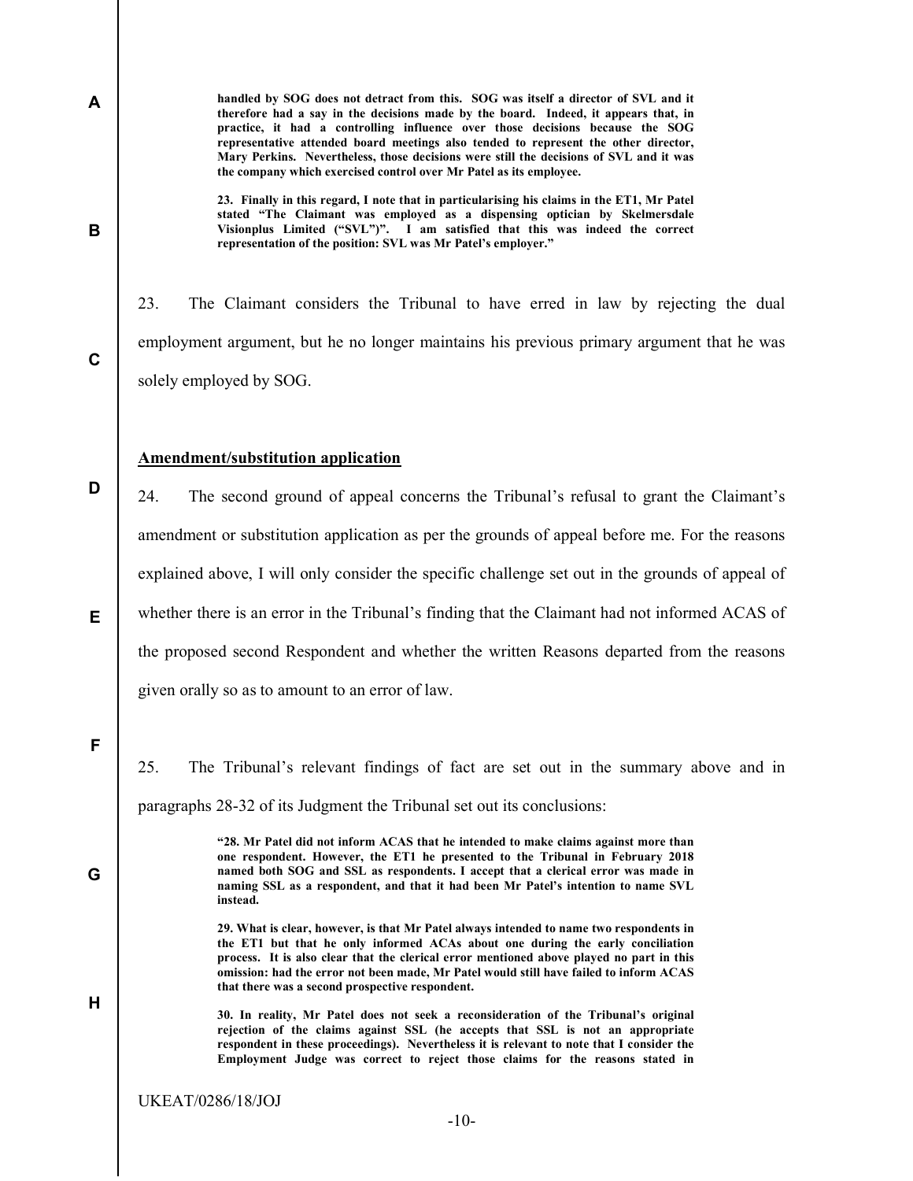**handled by SOG does not detract from this. SOG was itself a director of SVL and it therefore had a say in the decisions made by the board. Indeed, it appears that, in practice, it had a controlling influence over those decisions because the SOG representative attended board meetings also tended to represent the other director, Mary Perkins. Nevertheless, those decisions were still the decisions of SVL and it was the company which exercised control over Mr Patel as its employee.**

**23. Finally in this regard, I note that in particularising his claims in the ET1, Mr Patel stated "The Claimant was employed as a dispensing optician by Skelmersdale Visionplus Limited ("SVL")". I am satisfied that this was indeed the correct representation of the position: SVL was Mr Patel's employer."**

23. The Claimant considers the Tribunal to have erred in law by rejecting the dual employment argument, but he no longer maintains his previous primary argument that he was solely employed by SOG.

**Amendment/substitution application**

24. The second ground of appeal concerns the Tribunal's refusal to grant the Claimant's amendment or substitution application as per the grounds of appeal before me. For the reasons explained above, I will only consider the specific challenge set out in the grounds of appeal of whether there is an error in the Tribunal's finding that the Claimant had not informed ACAS of the proposed second Respondent and whether the written Reasons departed from the reasons given orally so as to amount to an error of law.

25. The Tribunal's relevant findings of fact are set out in the summary above and in paragraphs 28-32 of its Judgment the Tribunal set out its conclusions:

> **"28. Mr Patel did not inform ACAS that he intended to make claims against more than one respondent. However, the ET1 he presented to the Tribunal in February 2018 named both SOG and SSL as respondents. I accept that a clerical error was made in naming SSL as a respondent, and that it had been Mr Patel's intention to name SVL instead.**
>
> **29. What is clear, however, is that Mr Patel always intended to name two respondents in the ET1 but that he only informed ACAs about one during the early conciliation process. It is also clear that the clerical error mentioned above played no part in this omission: had the error not been made, Mr Patel would still have failed to inform ACAS that there was a second prospective respondent.**
>
> **30. In reality, Mr Patel does not seek a reconsideration of the Tribunal's original rejection of the claims against SSL (he accepts that SSL is not an appropriate respondent in these proceedings). Nevertheless it is relevant to note that I consider the Employment Judge was correct to reject those claims for the reasons stated in**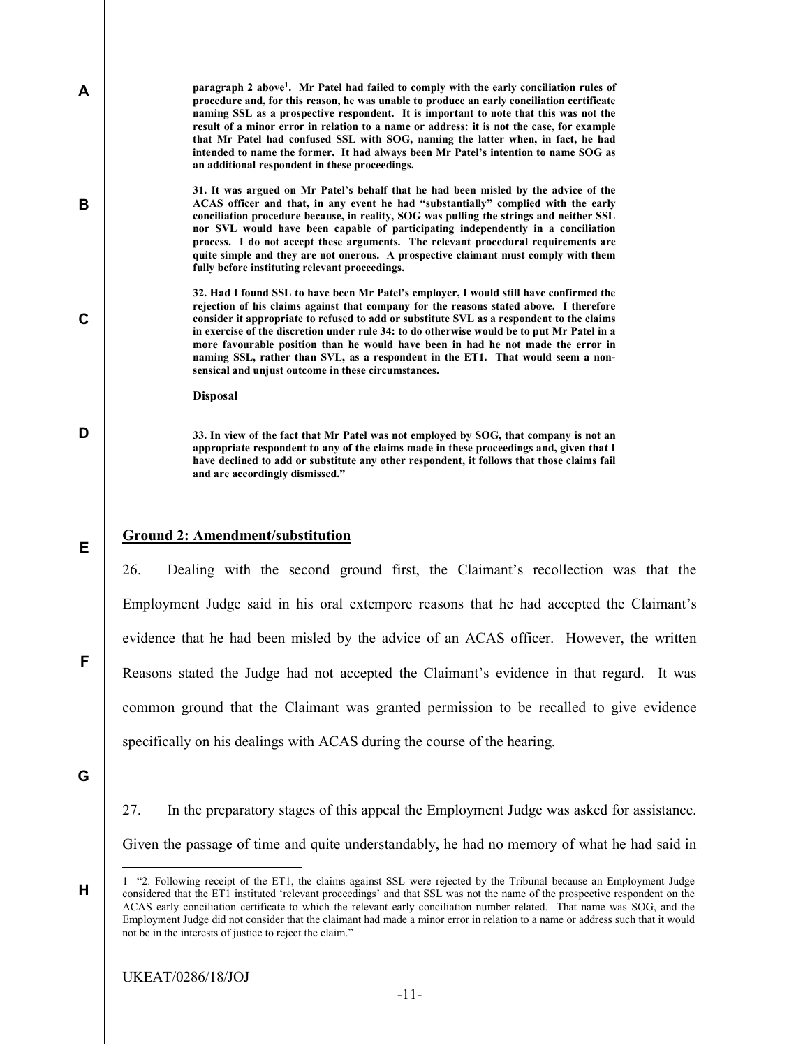**paragraph 2 above[1]. Mr Patel had failed to comply with the early conciliation rules of procedure and, for this reason, he was unable to produce an early conciliation certificate naming SSL as a prospective respondent. It is important to note that this was not the result of a minor error in relation to a name or address: it is not the case, for example that Mr Patel had confused SSL with SOG, naming the latter when, in fact, he had intended to name the former. It had always been Mr Patel's intention to name SOG as an additional respondent in these proceedings.**

**31. It was argued on Mr Patel's behalf that he had been misled by the advice of the ACAS officer and that, in any event he had "substantially" complied with the early conciliation procedure because, in reality, SOG was pulling the strings and neither SSL nor SVL would have been capable of participating independently in a conciliation process. I do not accept these arguments. The relevant procedural requirements are quite simple and they are not onerous. A prospective claimant must comply with them fully before instituting relevant proceedings.**

**32. Had I found SSL to have been Mr Patel's employer, I would still have confirmed the rejection of his claims against that company for the reasons stated above. I therefore consider it appropriate to refused to add or substitute SVL as a respondent to the claims in exercise of the discretion under rule 34: to do otherwise would be to put Mr Patel in a more favourable position than he would have been in had he not made the error in naming SSL, rather than SVL, as a respondent in the ET1. That would seem a non-sensical and unjust outcome in these circumstances.**

**Disposal**

**33. In view of the fact that Mr Patel was not employed by SOG, that company is not an appropriate respondent to any of the claims made in these proceedings and, given that I have declined to add or substitute any other respondent, it follows that those claims fail and are accordingly dismissed."**

## Ground 2: Amendment/substitution

26. Dealing with the second ground first, the Claimant's recollection was that the Employment Judge said in his oral extempore reasons that he had accepted the Claimant's evidence that he had been misled by the advice of an ACAS officer. However, the written Reasons stated the Judge had not accepted the Claimant's evidence in that regard. It was common ground that the Claimant was granted permission to be recalled to give evidence specifically on his dealings with ACAS during the course of the hearing.

27. In the preparatory stages of this appeal the Employment Judge was asked for assistance. Given the passage of time and quite understandably, he had no memory of what he had said in

[1] "2. Following receipt of the ET1, the claims against SSL were rejected by the Tribunal because an Employment Judge considered that the ET1 instituted 'relevant proceedings' and that SSL was not the name of the prospective respondent on the ACAS early conciliation certificate to which the relevant early conciliation number related. That name was SOG, and the Employment Judge did not consider that the claimant had made a minor error in relation to a name or address such that it would not be in the interests of justice to reject the claim."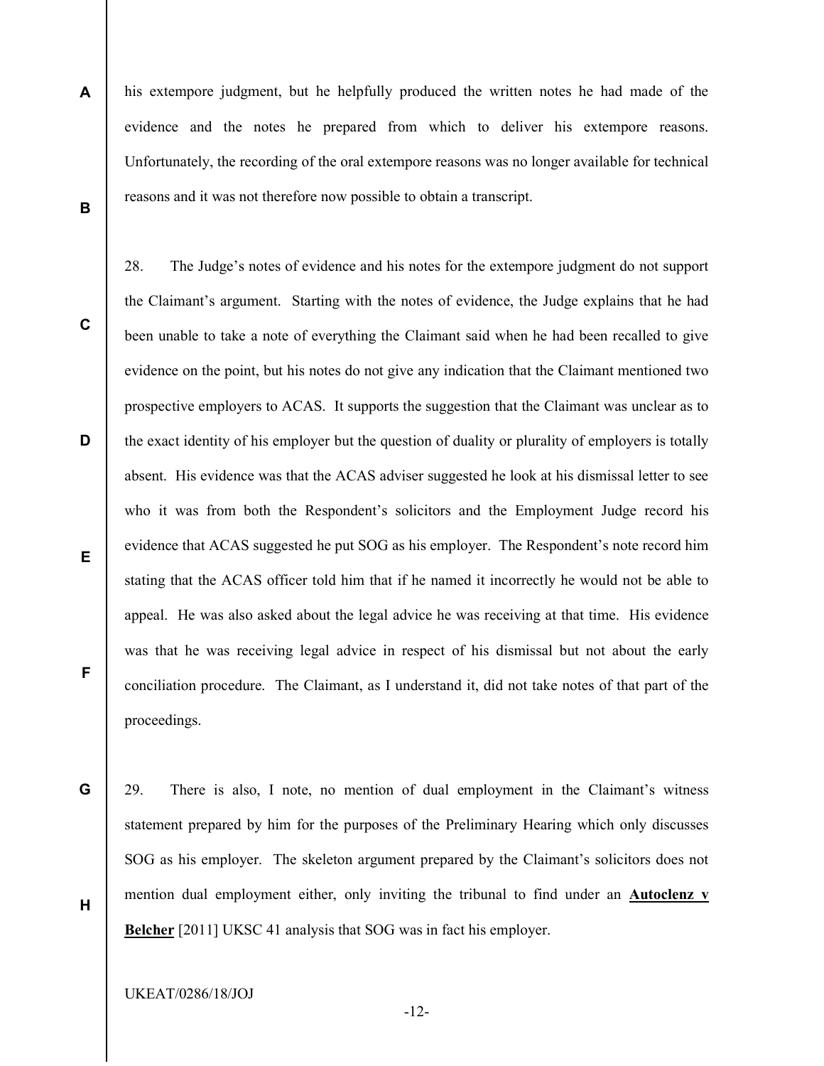his extempore judgment, but he helpfully produced the written notes he had made of the evidence and the notes he prepared from which to deliver his extempore reasons. Unfortunately, the recording of the oral extempore reasons was no longer available for technical reasons and it was not therefore now possible to obtain a transcript.

28. The Judge's notes of evidence and his notes for the extempore judgment do not support the Claimant's argument. Starting with the notes of evidence, the Judge explains that he had been unable to take a note of everything the Claimant said when he had been recalled to give evidence on the point, but his notes do not give any indication that the Claimant mentioned two prospective employers to ACAS. It supports the suggestion that the Claimant was unclear as to the exact identity of his employer but the question of duality or plurality of employers is totally absent. His evidence was that the ACAS adviser suggested he look at his dismissal letter to see who it was from both the Respondent's solicitors and the Employment Judge record his evidence that ACAS suggested he put SOG as his employer. The Respondent's note record him stating that the ACAS officer told him that if he named it incorrectly he would not be able to appeal. He was also asked about the legal advice he was receiving at that time. His evidence was that he was receiving legal advice in respect of his dismissal but not about the early conciliation procedure. The Claimant, as I understand it, did not take notes of that part of the proceedings.

29. There is also, I note, no mention of dual employment in the Claimant's witness statement prepared by him for the purposes of the Preliminary Hearing which only discusses SOG as his employer. The skeleton argument prepared by the Claimant's solicitors does not mention dual employment either, only inviting the tribunal to find under an **Autoclenz v Belcher** [2011] UKSC 41 analysis that SOG was in fact his employer.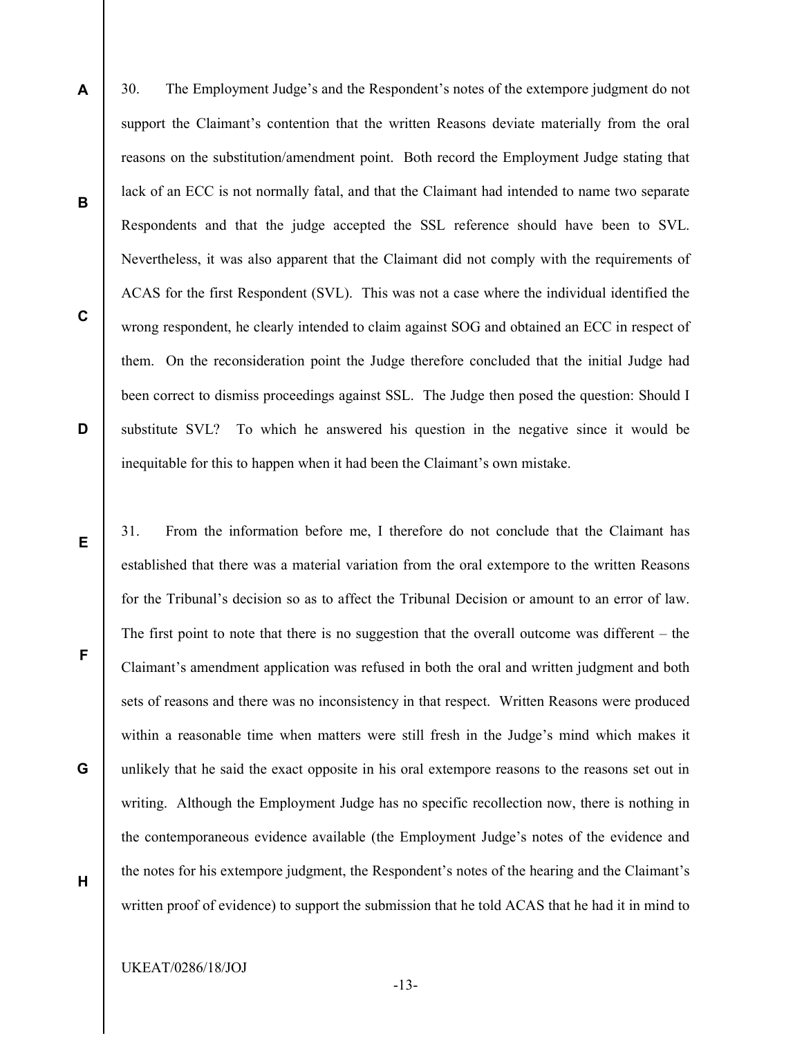30. The Employment Judge's and the Respondent's notes of the extempore judgment do not support the Claimant's contention that the written Reasons deviate materially from the oral reasons on the substitution/amendment point. Both record the Employment Judge stating that lack of an ECC is not normally fatal, and that the Claimant had intended to name two separate Respondents and that the judge accepted the SSL reference should have been to SVL. Nevertheless, it was also apparent that the Claimant did not comply with the requirements of ACAS for the first Respondent (SVL). This was not a case where the individual identified the wrong respondent, he clearly intended to claim against SOG and obtained an ECC in respect of them. On the reconsideration point the Judge therefore concluded that the initial Judge had been correct to dismiss proceedings against SSL. The Judge then posed the question: Should I substitute SVL? To which he answered his question in the negative since it would be inequitable for this to happen when it had been the Claimant's own mistake.

31. From the information before me, I therefore do not conclude that the Claimant has established that there was a material variation from the oral extempore to the written Reasons for the Tribunal's decision so as to affect the Tribunal Decision or amount to an error of law. The first point to note that there is no suggestion that the overall outcome was different – the Claimant's amendment application was refused in both the oral and written judgment and both sets of reasons and there was no inconsistency in that respect. Written Reasons were produced within a reasonable time when matters were still fresh in the Judge's mind which makes it unlikely that he said the exact opposite in his oral extempore reasons to the reasons set out in writing. Although the Employment Judge has no specific recollection now, there is nothing in the contemporaneous evidence available (the Employment Judge's notes of the evidence and the notes for his extempore judgment, the Respondent's notes of the hearing and the Claimant's written proof of evidence) to support the submission that he told ACAS that he had it in mind to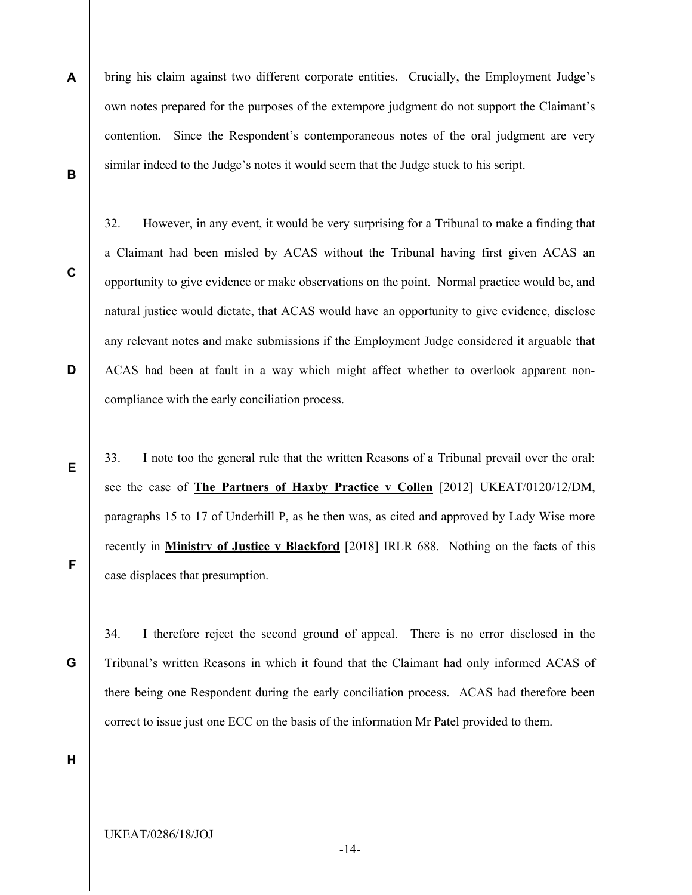bring his claim against two different corporate entities. Crucially, the Employment Judge's own notes prepared for the purposes of the extempore judgment do not support the Claimant's contention. Since the Respondent's contemporaneous notes of the oral judgment are very similar indeed to the Judge's notes it would seem that the Judge stuck to his script.

32. However, in any event, it would be very surprising for a Tribunal to make a finding that a Claimant had been misled by ACAS without the Tribunal having first given ACAS an opportunity to give evidence or make observations on the point. Normal practice would be, and natural justice would dictate, that ACAS would have an opportunity to give evidence, disclose any relevant notes and make submissions if the Employment Judge considered it arguable that ACAS had been at fault in a way which might affect whether to overlook apparent non-compliance with the early conciliation process.

33. I note too the general rule that the written Reasons of a Tribunal prevail over the oral: see the case of **The Partners of Haxby Practice v Collen** [2012] UKEAT/0120/12/DM, paragraphs 15 to 17 of Underhill P, as he then was, as cited and approved by Lady Wise more recently in **Ministry of Justice v Blackford** [2018] IRLR 688. Nothing on the facts of this case displaces that presumption.

34. I therefore reject the second ground of appeal. There is no error disclosed in the Tribunal's written Reasons in which it found that the Claimant had only informed ACAS of there being one Respondent during the early conciliation process. ACAS had therefore been correct to issue just one ECC on the basis of the information Mr Patel provided to them.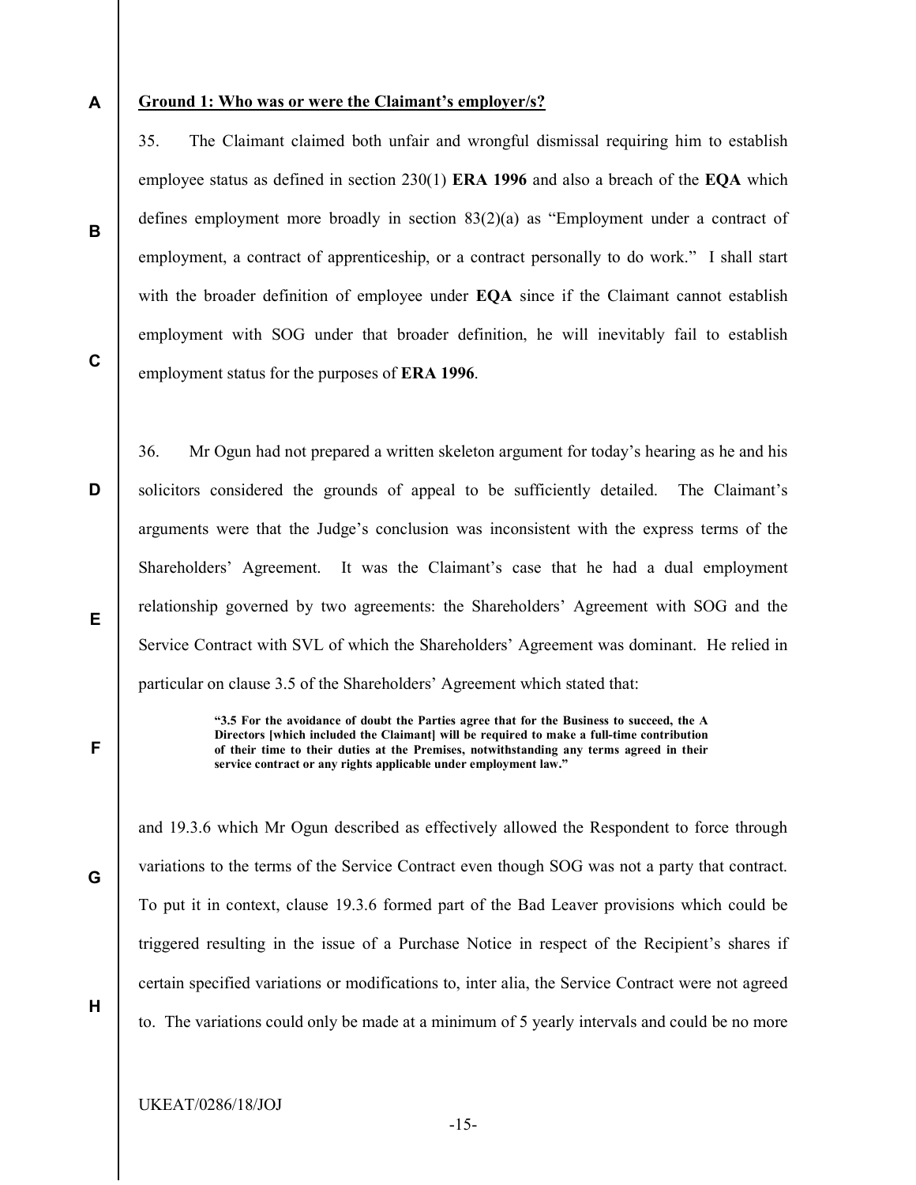**Ground 1: Who was or were the Claimant's employer/s?**

35. The Claimant claimed both unfair and wrongful dismissal requiring him to establish employee status as defined in section 230(1) **ERA 1996** and also a breach of the **EQA** which defines employment more broadly in section 83(2)(a) as "Employment under a contract of employment, a contract of apprenticeship, or a contract personally to do work." I shall start with the broader definition of employee under **EQA** since if the Claimant cannot establish employment with SOG under that broader definition, he will inevitably fail to establish employment status for the purposes of **ERA 1996**.

36. Mr Ogun had not prepared a written skeleton argument for today's hearing as he and his solicitors considered the grounds of appeal to be sufficiently detailed. The Claimant's arguments were that the Judge's conclusion was inconsistent with the express terms of the Shareholders' Agreement. It was the Claimant's case that he had a dual employment relationship governed by two agreements: the Shareholders' Agreement with SOG and the Service Contract with SVL of which the Shareholders' Agreement was dominant. He relied in particular on clause 3.5 of the Shareholders' Agreement which stated that:

> **"3.5 For the avoidance of doubt the Parties agree that for the Business to succeed, the A Directors [which included the Claimant] will be required to make a full-time contribution of their time to their duties at the Premises, notwithstanding any terms agreed in their service contract or any rights applicable under employment law."**

and 19.3.6 which Mr Ogun described as effectively allowed the Respondent to force through variations to the terms of the Service Contract even though SOG was not a party that contract. To put it in context, clause 19.3.6 formed part of the Bad Leaver provisions which could be triggered resulting in the issue of a Purchase Notice in respect of the Recipient's shares if certain specified variations or modifications to, inter alia, the Service Contract were not agreed to. The variations could only be made at a minimum of 5 yearly intervals and could be no more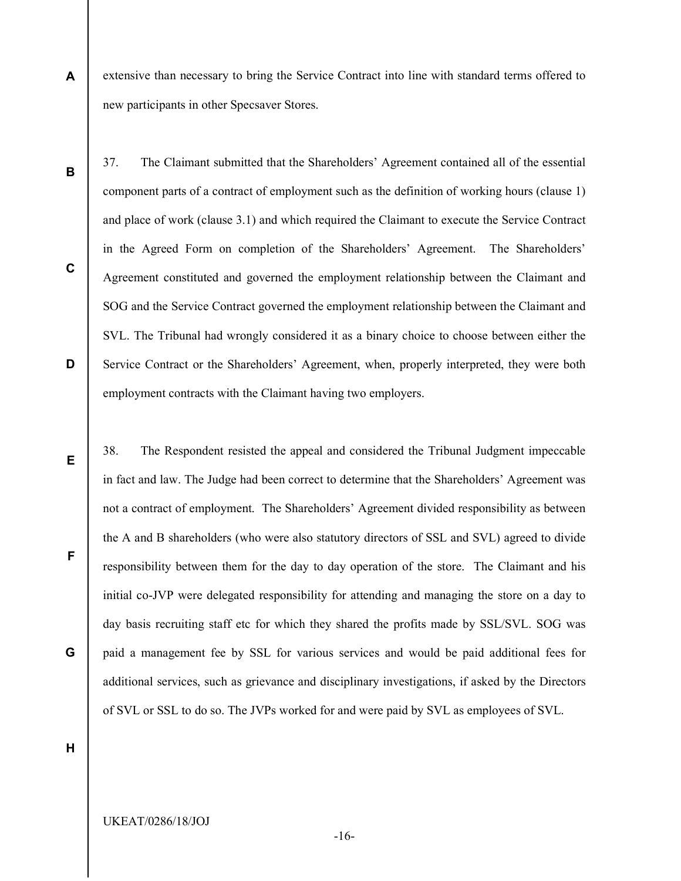extensive than necessary to bring the Service Contract into line with standard terms offered to new participants in other Specsaver Stores.

37. The Claimant submitted that the Shareholders' Agreement contained all of the essential component parts of a contract of employment such as the definition of working hours (clause 1) and place of work (clause 3.1) and which required the Claimant to execute the Service Contract in the Agreed Form on completion of the Shareholders' Agreement. The Shareholders' Agreement constituted and governed the employment relationship between the Claimant and SOG and the Service Contract governed the employment relationship between the Claimant and SVL. The Tribunal had wrongly considered it as a binary choice to choose between either the Service Contract or the Shareholders' Agreement, when, properly interpreted, they were both employment contracts with the Claimant having two employers.

38. The Respondent resisted the appeal and considered the Tribunal Judgment impeccable in fact and law. The Judge had been correct to determine that the Shareholders' Agreement was not a contract of employment. The Shareholders' Agreement divided responsibility as between the A and B shareholders (who were also statutory directors of SSL and SVL) agreed to divide responsibility between them for the day to day operation of the store. The Claimant and his initial co-JVP were delegated responsibility for attending and managing the store on a day to day basis recruiting staff etc for which they shared the profits made by SSL/SVL. SOG was paid a management fee by SSL for various services and would be paid additional fees for additional services, such as grievance and disciplinary investigations, if asked by the Directors of SVL or SSL to do so. The JVPs worked for and were paid by SVL as employees of SVL.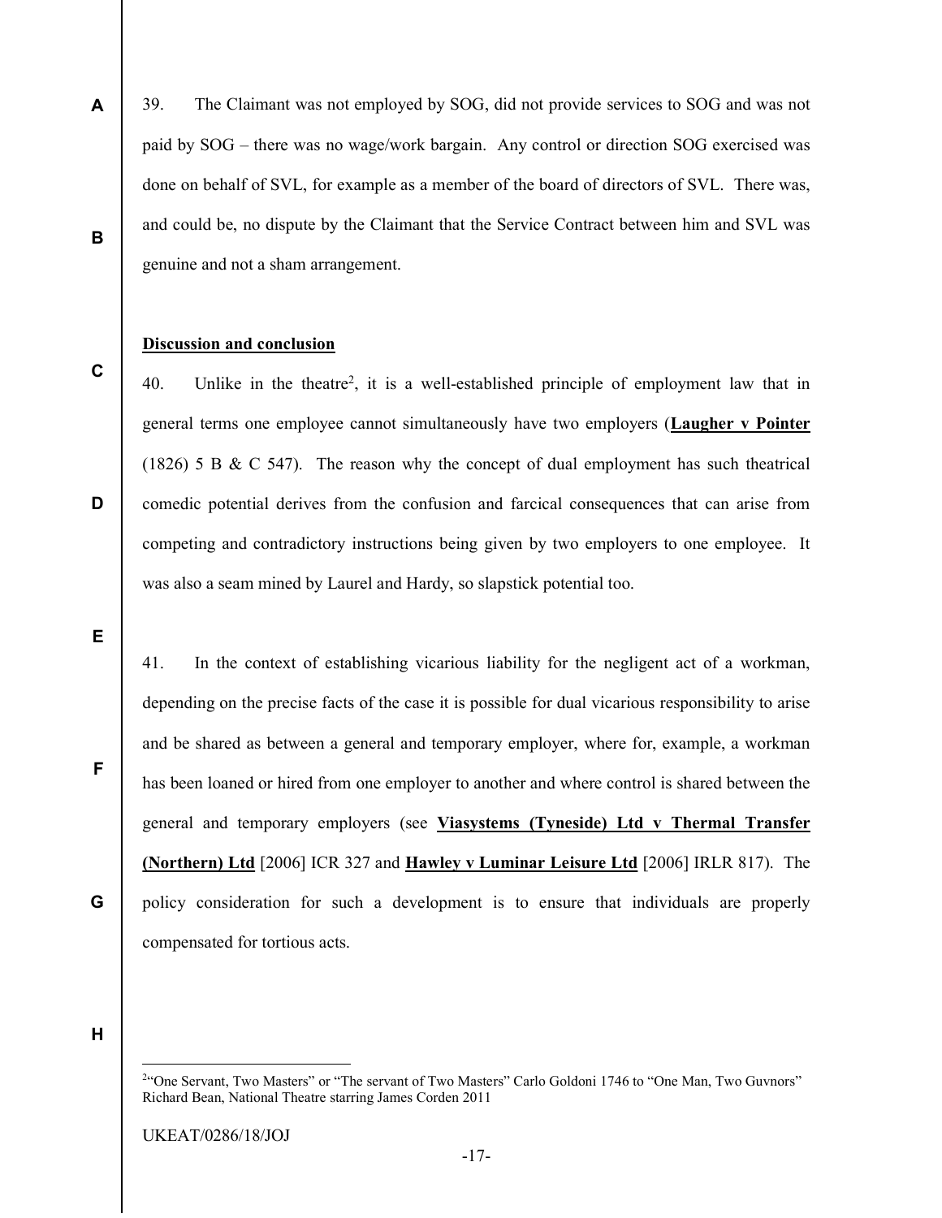39. The Claimant was not employed by SOG, did not provide services to SOG and was not paid by SOG – there was no wage/work bargain. Any control or direction SOG exercised was done on behalf of SVL, for example as a member of the board of directors of SVL. There was, and could be, no dispute by the Claimant that the Service Contract between him and SVL was genuine and not a sham arrangement.

**Discussion and conclusion**

40. Unlike in the theatre[2], it is a well-established principle of employment law that in general terms one employee cannot simultaneously have two employers (**Laugher v Pointer** (1826) 5 B & C 547). The reason why the concept of dual employment has such theatrical comedic potential derives from the confusion and farcical consequences that can arise from competing and contradictory instructions being given by two employers to one employee. It was also a seam mined by Laurel and Hardy, so slapstick potential too.

41. In the context of establishing vicarious liability for the negligent act of a workman, depending on the precise facts of the case it is possible for dual vicarious responsibility to arise and be shared as between a general and temporary employer, where for, example, a workman has been loaned or hired from one employer to another and where control is shared between the general and temporary employers (see **Viasystems (Tyneside) Ltd v Thermal Transfer (Northern) Ltd** [2006] ICR 327 and **Hawley v Luminar Leisure Ltd** [2006] IRLR 817). The policy consideration for such a development is to ensure that individuals are properly compensated for tortious acts.

[2] "One Servant, Two Masters" or "The servant of Two Masters" Carlo Goldoni 1746 to "One Man, Two Guvnors" Richard Bean, National Theatre starring James Corden 2011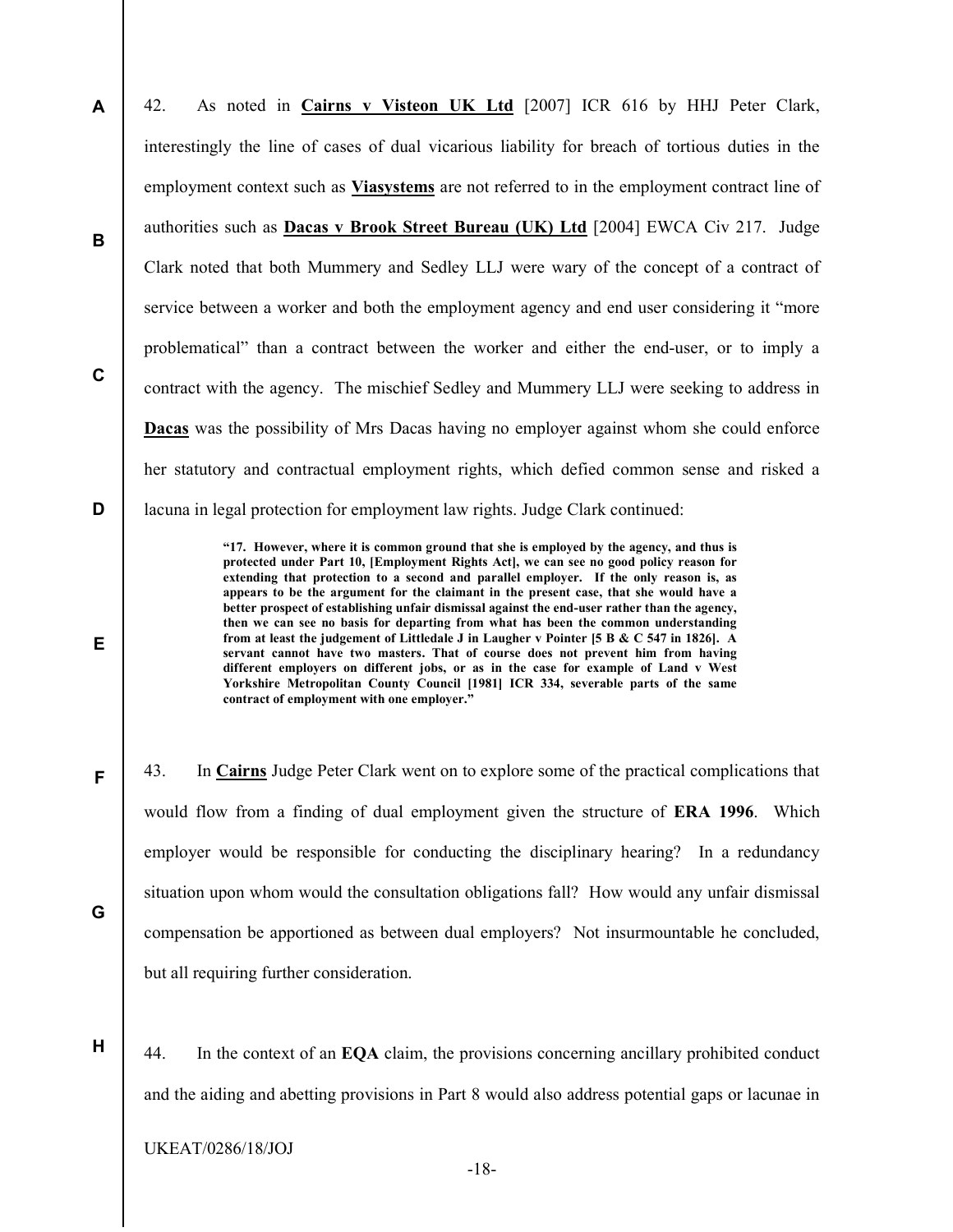42. As noted in **Cairns v Visteon UK Ltd** [2007] ICR 616 by HHJ Peter Clark, interestingly the line of cases of dual vicarious liability for breach of tortious duties in the employment context such as **Viasystems** are not referred to in the employment contract line of authorities such as **Dacas v Brook Street Bureau (UK) Ltd** [2004] EWCA Civ 217. Judge Clark noted that both Mummery and Sedley LLJ were wary of the concept of a contract of service between a worker and both the employment agency and end user considering it "more problematical" than a contract between the worker and either the end-user, or to imply a contract with the agency. The mischief Sedley and Mummery LLJ were seeking to address in **Dacas** was the possibility of Mrs Dacas having no employer against whom she could enforce her statutory and contractual employment rights, which defied common sense and risked a lacuna in legal protection for employment law rights. Judge Clark continued:

> **"17. However, where it is common ground that she is employed by the agency, and thus is protected under Part 10, [Employment Rights Act], we can see no good policy reason for extending that protection to a second and parallel employer. If the only reason is, as appears to be the argument for the claimant in the present case, that she would have a better prospect of establishing unfair dismissal against the end-user rather than the agency, then we can see no basis for departing from what has been the common understanding from at least the judgement of Littledale J in Laugher v Pointer [5 B & C 547 in 1826]. A servant cannot have two masters. That of course does not prevent him from having different employers on different jobs, or as in the case for example of Land v West Yorkshire Metropolitan County Council [1981] ICR 334, severable parts of the same contract of employment with one employer."**

43. In **Cairns** Judge Peter Clark went on to explore some of the practical complications that would flow from a finding of dual employment given the structure of **ERA 1996**. Which employer would be responsible for conducting the disciplinary hearing? In a redundancy situation upon whom would the consultation obligations fall? How would any unfair dismissal compensation be apportioned as between dual employers? Not insurmountable he concluded, but all requiring further consideration.

44. In the context of an **EQA** claim, the provisions concerning ancillary prohibited conduct and the aiding and abetting provisions in Part 8 would also address potential gaps or lacunae in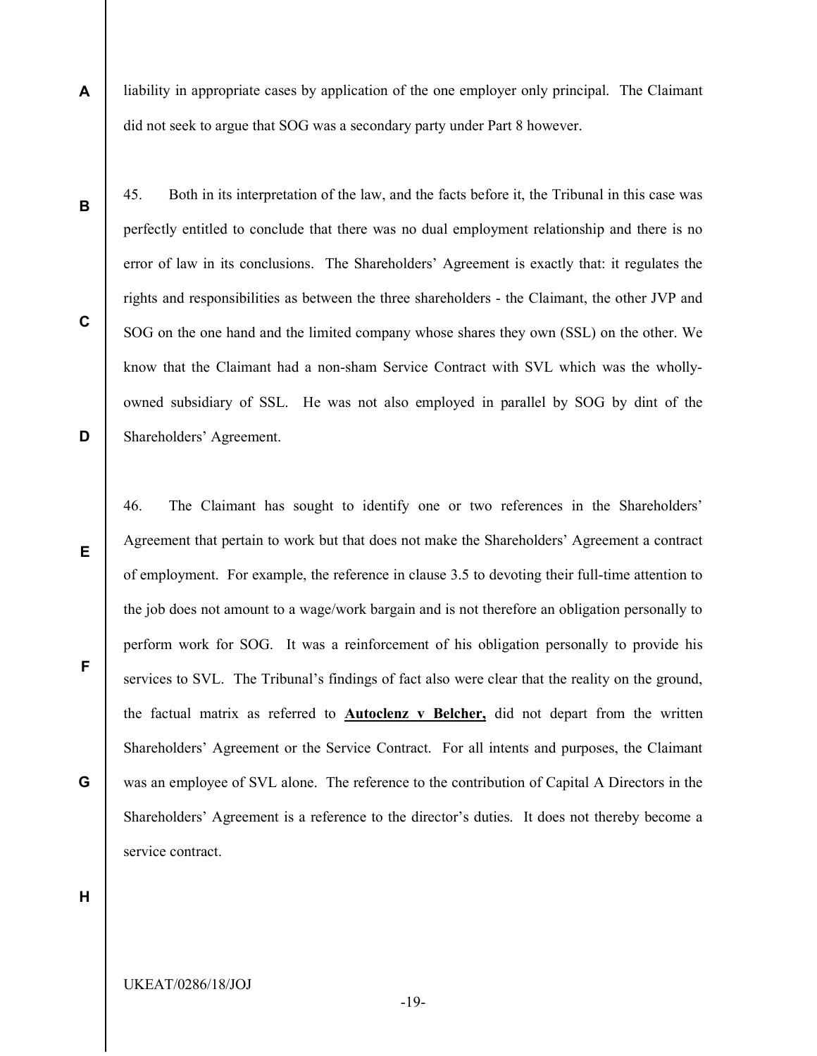liability in appropriate cases by application of the one employer only principal. The Claimant did not seek to argue that SOG was a secondary party under Part 8 however.

45. Both in its interpretation of the law, and the facts before it, the Tribunal in this case was perfectly entitled to conclude that there was no dual employment relationship and there is no error of law in its conclusions. The Shareholders' Agreement is exactly that: it regulates the rights and responsibilities as between the three shareholders - the Claimant, the other JVP and SOG on the one hand and the limited company whose shares they own (SSL) on the other. We know that the Claimant had a non-sham Service Contract with SVL which was the wholly-owned subsidiary of SSL. He was not also employed in parallel by SOG by dint of the Shareholders' Agreement.

46. The Claimant has sought to identify one or two references in the Shareholders' Agreement that pertain to work but that does not make the Shareholders' Agreement a contract of employment. For example, the reference in clause 3.5 to devoting their full-time attention to the job does not amount to a wage/work bargain and is not therefore an obligation personally to perform work for SOG. It was a reinforcement of his obligation personally to provide his services to SVL. The Tribunal's findings of fact also were clear that the reality on the ground, the factual matrix as referred to **Autoclenz v Belcher,** did not depart from the written Shareholders' Agreement or the Service Contract. For all intents and purposes, the Claimant was an employee of SVL alone. The reference to the contribution of Capital A Directors in the Shareholders' Agreement is a reference to the director's duties. It does not thereby become a service contract.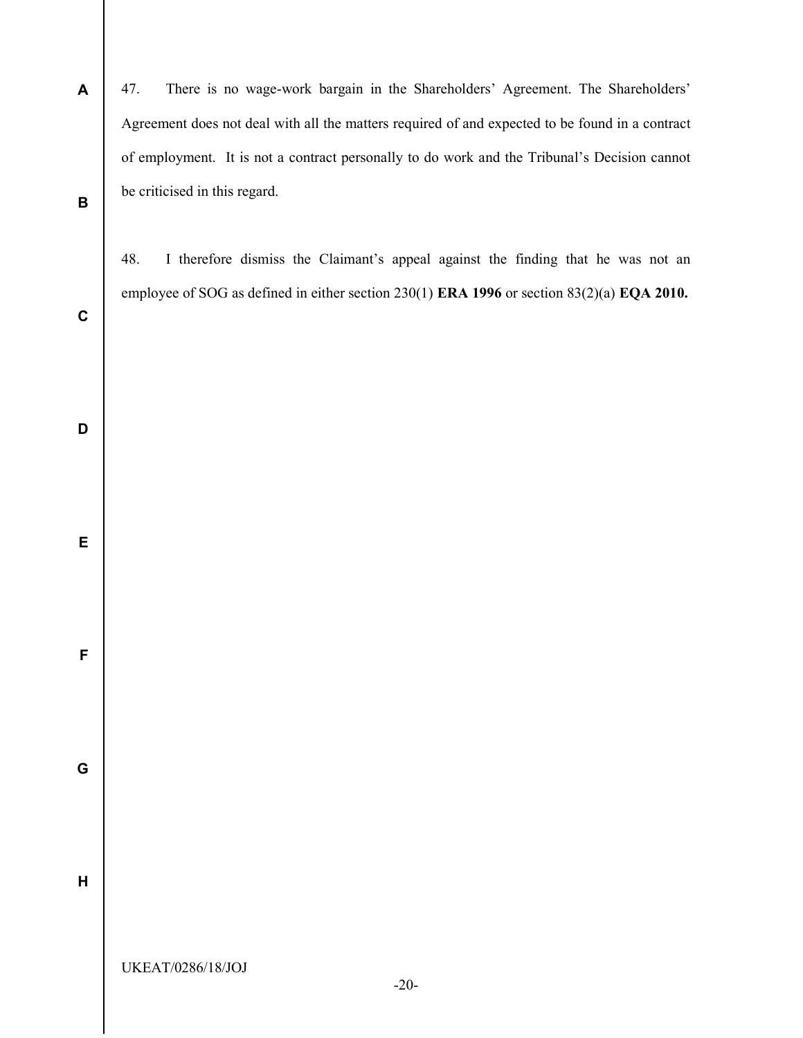47. There is no wage-work bargain in the Shareholders' Agreement. The Shareholders' Agreement does not deal with all the matters required of and expected to be found in a contract of employment. It is not a contract personally to do work and the Tribunal's Decision cannot be criticised in this regard.

48. I therefore dismiss the Claimant's appeal against the finding that he was not an employee of SOG as defined in either section 230(1) **ERA 1996** or section 83(2)(a) **EQA 2010.**